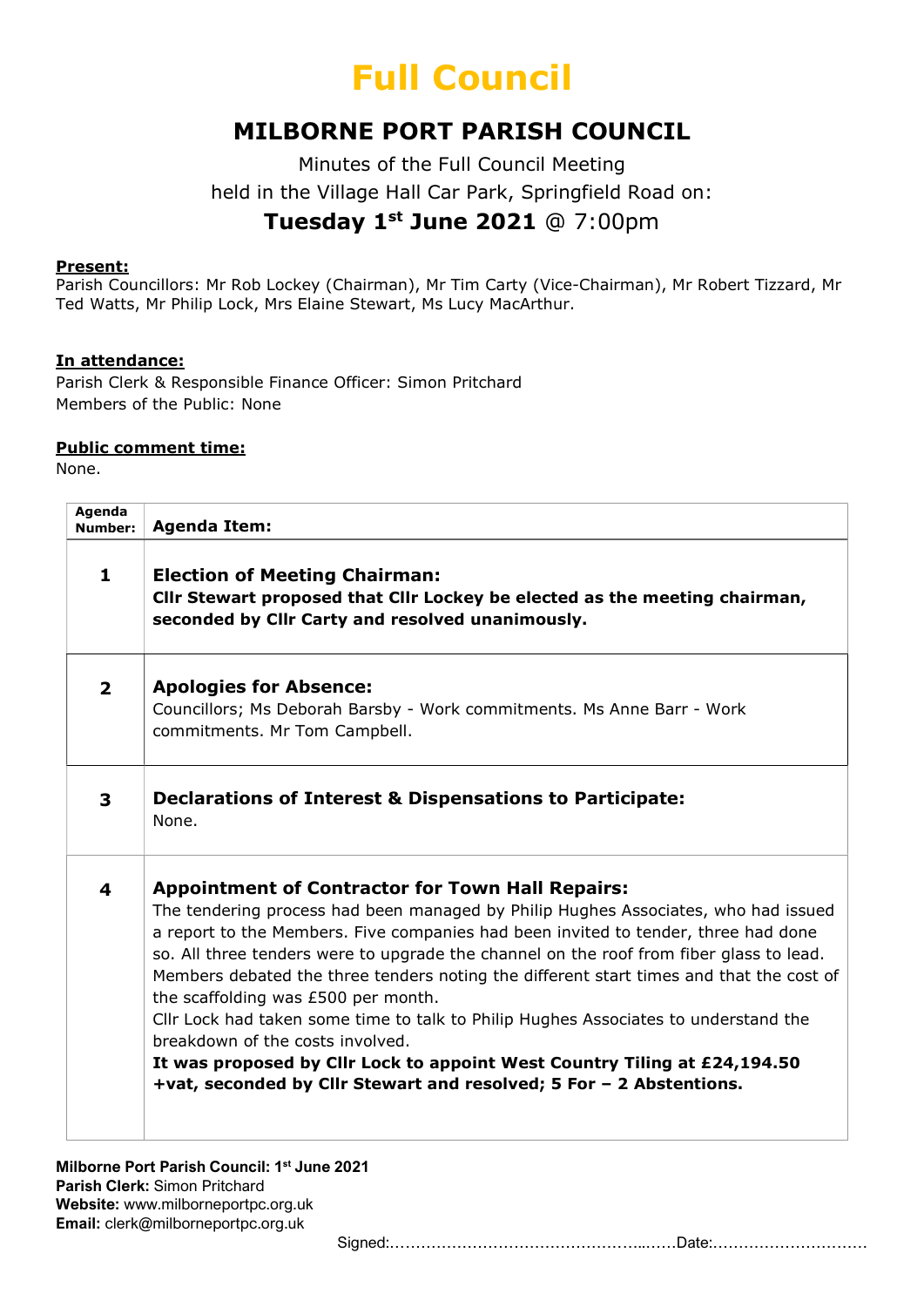# Full Council

## MILBORNE PORT PARISH COUNCIL

Minutes of the Full Council Meeting
held in the Village Hall Car Park, Springfield Road on:

### Tuesday 1st June 2021 @ 7:00pm

**Present:**
Parish Councillors: Mr Rob Lockey (Chairman), Mr Tim Carty (Vice-Chairman), Mr Robert Tizzard, Mr Ted Watts, Mr Philip Lock, Mrs Elaine Stewart, Ms Lucy MacArthur.

**In attendance:**
Parish Clerk & Responsible Finance Officer: Simon Pritchard
Members of the Public: None

**Public comment time:**
None.

| Agenda Number: | Agenda Item: |
|---|---|
| 1 | **Election of Meeting Chairman:** **Cllr Stewart proposed that Cllr Lockey be elected as the meeting chairman, seconded by Cllr Carty and resolved unanimously.** |
| 2 | **Apologies for Absence:** Councillors; Ms Deborah Barsby - Work commitments. Ms Anne Barr - Work commitments. Mr Tom Campbell. |
| 3 | **Declarations of Interest & Dispensations to Participate:** None. |
| 4 | **Appointment of Contractor for Town Hall Repairs:** The tendering process had been managed by Philip Hughes Associates, who had issued a report to the Members. Five companies had been invited to tender, three had done so. All three tenders were to upgrade the channel on the roof from fiber glass to lead. Members debated the three tenders noting the different start times and that the cost of the scaffolding was £500 per month. Cllr Lock had taken some time to talk to Philip Hughes Associates to understand the breakdown of the costs involved. **It was proposed by Cllr Lock to appoint West Country Tiling at £24,194.50 +vat, seconded by Cllr Stewart and resolved; 5 For – 2 Abstentions.** |

**Milborne Port Parish Council: 1st June 2021**
**Parish Clerk:** Simon Pritchard
**Website:** www.milborneportpc.org.uk
**Email:** clerk@milborneportpc.org.uk

Signed:……………………………………………..……Date:…………………………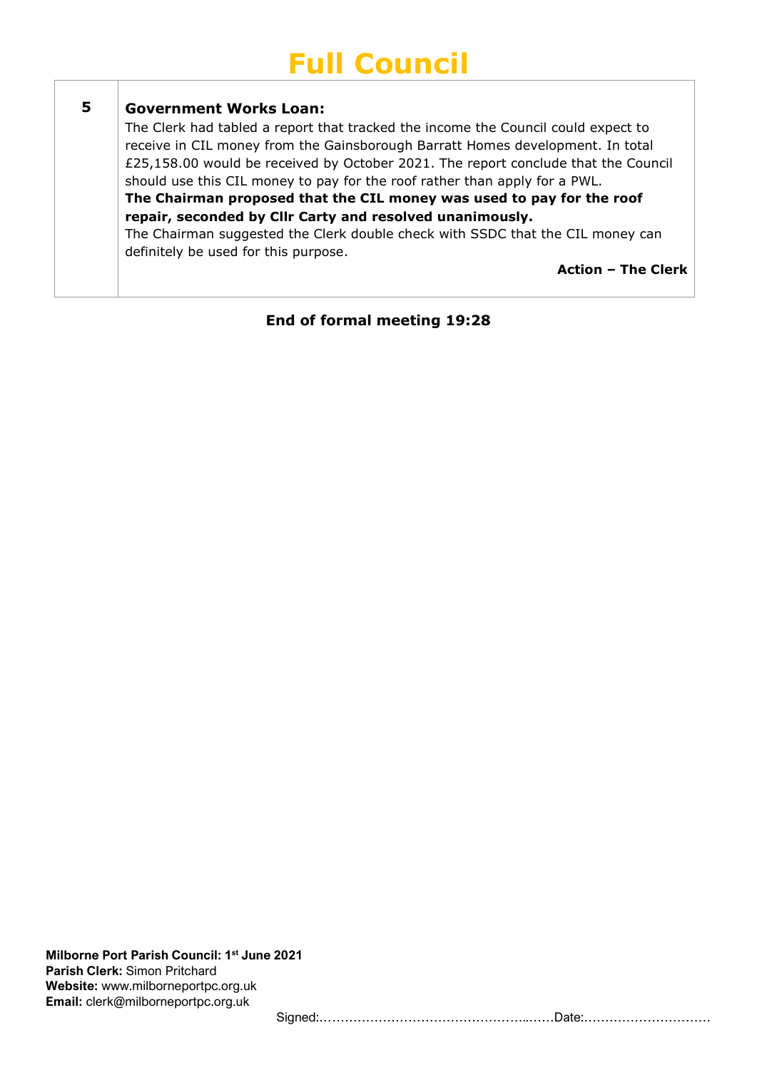# Full Council

| | |
|---|---|
| **5** | **Government Works Loan:**<br>The Clerk had tabled a report that tracked the income the Council could expect to receive in CIL money from the Gainsborough Barratt Homes development. In total £25,158.00 would be received by October 2021. The report conclude that the Council should use this CIL money to pay for the roof rather than apply for a PWL.<br>**The Chairman proposed that the CIL money was used to pay for the roof repair, seconded by Cllr Carty and resolved unanimously.**<br>The Chairman suggested the Clerk double check with SSDC that the CIL money can definitely be used for this purpose.<br>**Action – The Clerk** |

**End of formal meeting 19:28**

**Milborne Port Parish Council: 1st June 2021**
**Parish Clerk:** Simon Pritchard
**Website:** www.milborneportpc.org.uk
**Email:** clerk@milborneportpc.org.uk

Signed:……………………………………………..……Date:…………………………